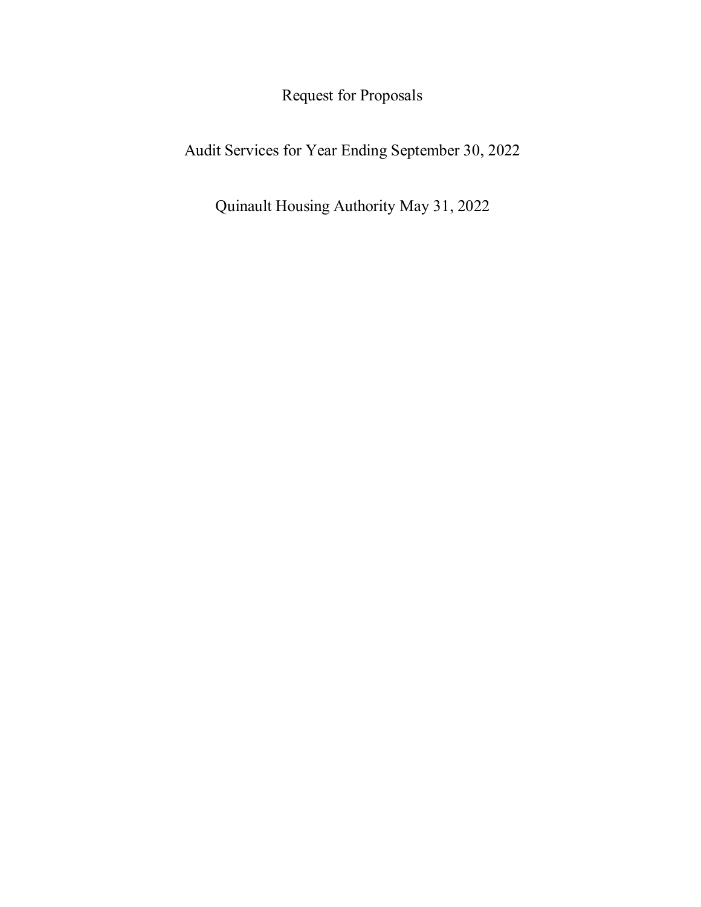# Request for Proposals

## Audit Services for Year Ending September 30, 2022

Quinault Housing Authority May 31, 2022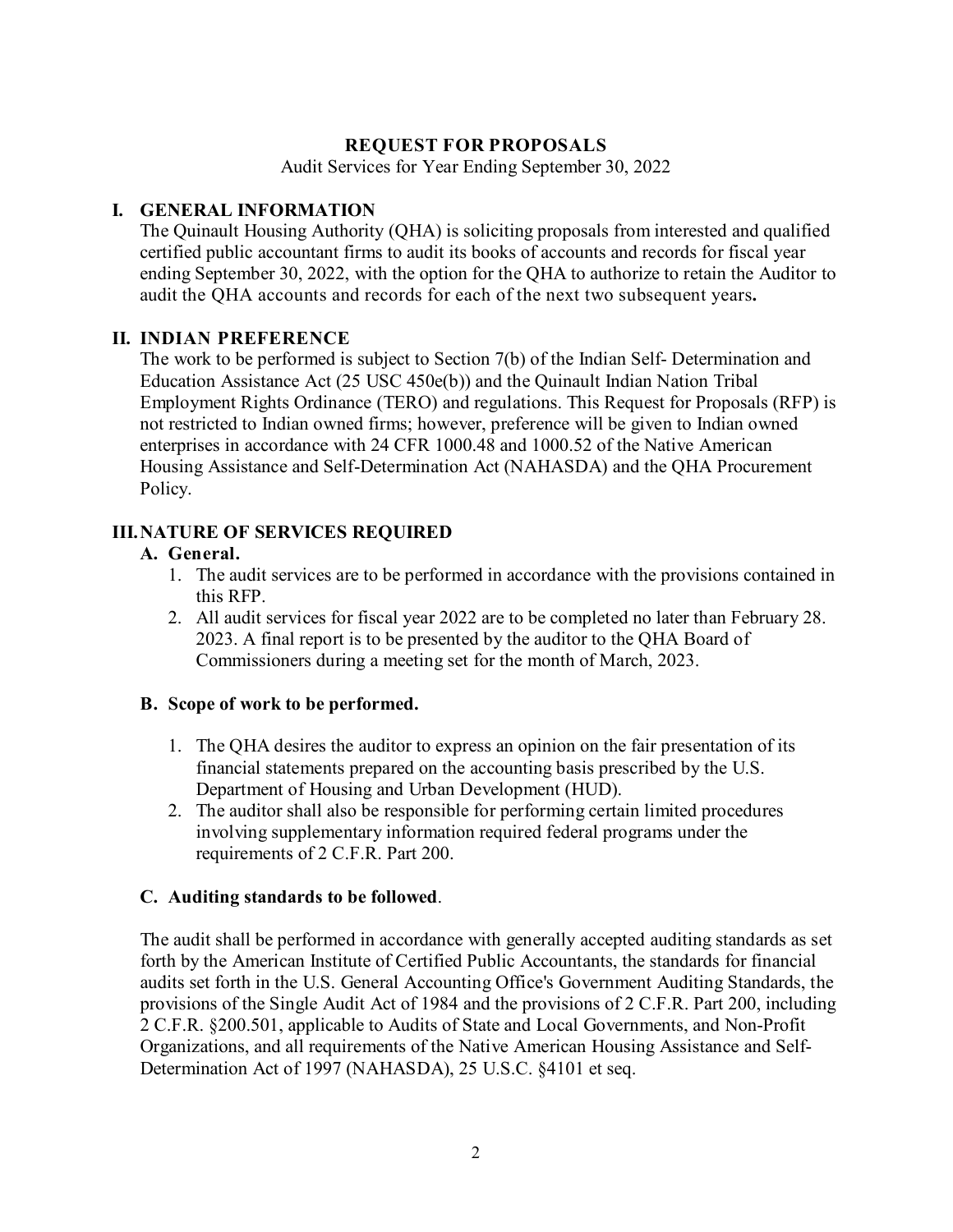# REQUEST FOR PROPOSALS

Audit Services for Year Ending September 30, 2022

## I. GENERAL INFORMATION

The Quinault Housing Authority (QHA) is soliciting proposals from interested and qualified certified public accountant firms to audit its books of accounts and records for fiscal year ending September 30, 2022, with the option for the QHA to authorize to retain the Auditor to audit the QHA accounts and records for each of the next two subsequent years**.**

## II. INDIAN PREFERENCE

The work to be performed is subject to Section 7(b) of the Indian Self- Determination and Education Assistance Act (25 USC 450e(b)) and the Quinault Indian Nation Tribal Employment Rights Ordinance (TERO) and regulations. This Request for Proposals (RFP) is not restricted to Indian owned firms; however, preference will be given to Indian owned enterprises in accordance with 24 CFR 1000.48 and 1000.52 of the Native American Housing Assistance and Self-Determination Act (NAHASDA) and the QHA Procurement Policy.

## III. NATURE OF SERVICES REQUIRED

### A. General.

1. The audit services are to be performed in accordance with the provisions contained in this RFP.
2. All audit services for fiscal year 2022 are to be completed no later than February 28. 2023. A final report is to be presented by the auditor to the QHA Board of Commissioners during a meeting set for the month of March, 2023.

### B. Scope of work to be performed.

1. The QHA desires the auditor to express an opinion on the fair presentation of its financial statements prepared on the accounting basis prescribed by the U.S. Department of Housing and Urban Development (HUD).
2. The auditor shall also be responsible for performing certain limited procedures involving supplementary information required federal programs under the requirements of 2 C.F.R. Part 200.

### C. Auditing standards to be followed.

The audit shall be performed in accordance with generally accepted auditing standards as set forth by the American Institute of Certified Public Accountants, the standards for financial audits set forth in the U.S. General Accounting Office's Government Auditing Standards, the provisions of the Single Audit Act of 1984 and the provisions of 2 C.F.R. Part 200, including 2 C.F.R. §200.501, applicable to Audits of State and Local Governments, and Non-Profit Organizations, and all requirements of the Native American Housing Assistance and Self-Determination Act of 1997 (NAHASDA), 25 U.S.C. §4101 et seq.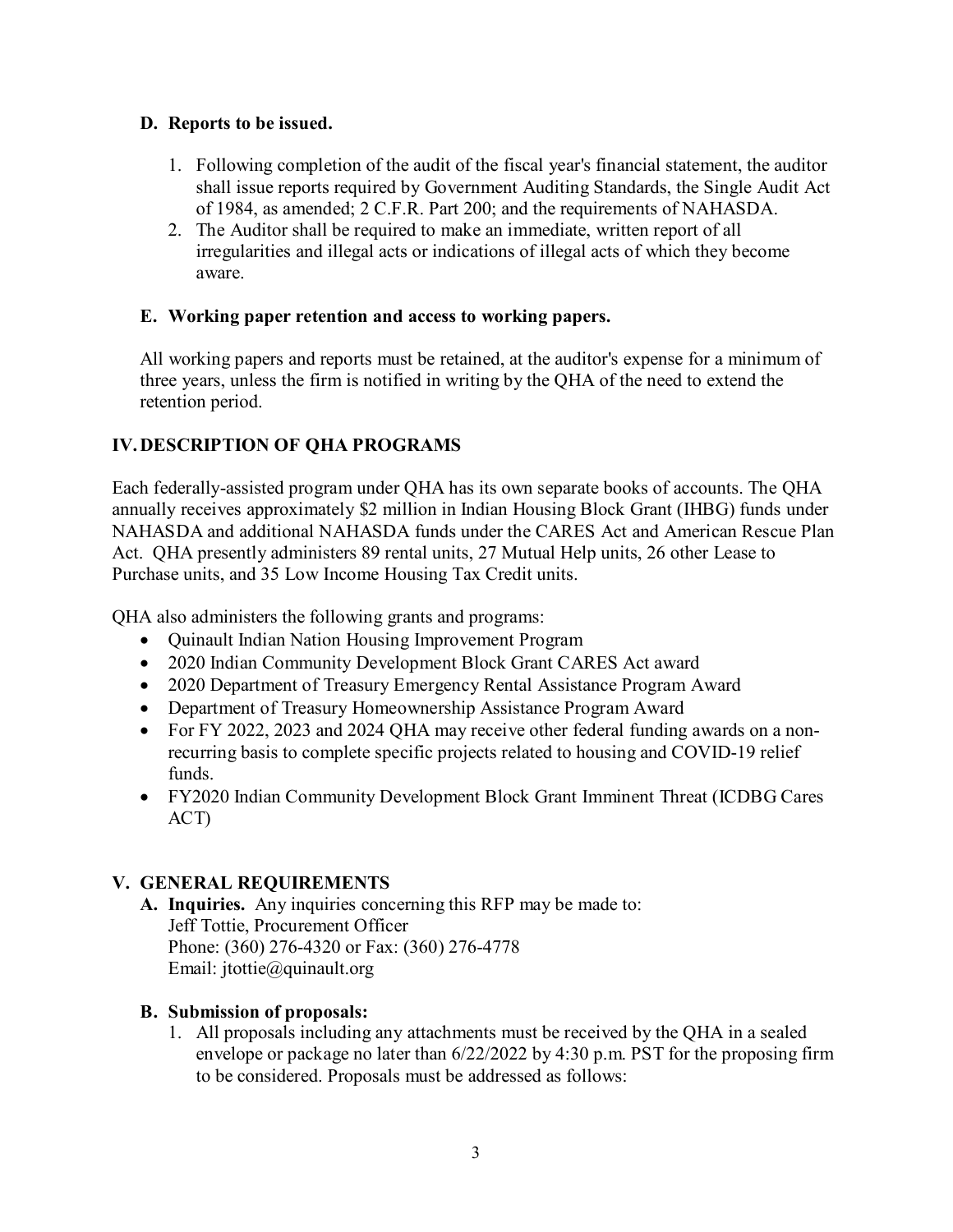### D. Reports to be issued.

1. Following completion of the audit of the fiscal year's financial statement, the auditor shall issue reports required by Government Auditing Standards, the Single Audit Act of 1984, as amended; 2 C.F.R. Part 200; and the requirements of NAHASDA.
2. The Auditor shall be required to make an immediate, written report of all irregularities and illegal acts or indications of illegal acts of which they become aware.

### E. Working paper retention and access to working papers.

All working papers and reports must be retained, at the auditor's expense for a minimum of three years, unless the firm is notified in writing by the QHA of the need to extend the retention period.

## IV. DESCRIPTION OF QHA PROGRAMS

Each federally-assisted program under QHA has its own separate books of accounts. The QHA annually receives approximately $2 million in Indian Housing Block Grant (IHBG) funds under NAHASDA and additional NAHASDA funds under the CARES Act and American Rescue Plan Act. QHA presently administers 89 rental units, 27 Mutual Help units, 26 other Lease to Purchase units, and 35 Low Income Housing Tax Credit units.

QHA also administers the following grants and programs:

- Quinault Indian Nation Housing Improvement Program
- 2020 Indian Community Development Block Grant CARES Act award
- 2020 Department of Treasury Emergency Rental Assistance Program Award
- Department of Treasury Homeownership Assistance Program Award
- For FY 2022, 2023 and 2024 QHA may receive other federal funding awards on a non-recurring basis to complete specific projects related to housing and COVID-19 relief funds.
- FY2020 Indian Community Development Block Grant Imminent Threat (ICDBG Cares ACT)

## V. GENERAL REQUIREMENTS

**A. Inquiries.** Any inquiries concerning this RFP may be made to:
Jeff Tottie, Procurement Officer
Phone: (360) 276-4320 or Fax: (360) 276-4778
Email: jtottie@quinault.org

**B. Submission of proposals:**

1. All proposals including any attachments must be received by the QHA in a sealed envelope or package no later than 6/22/2022 by 4:30 p.m. PST for the proposing firm to be considered. Proposals must be addressed as follows: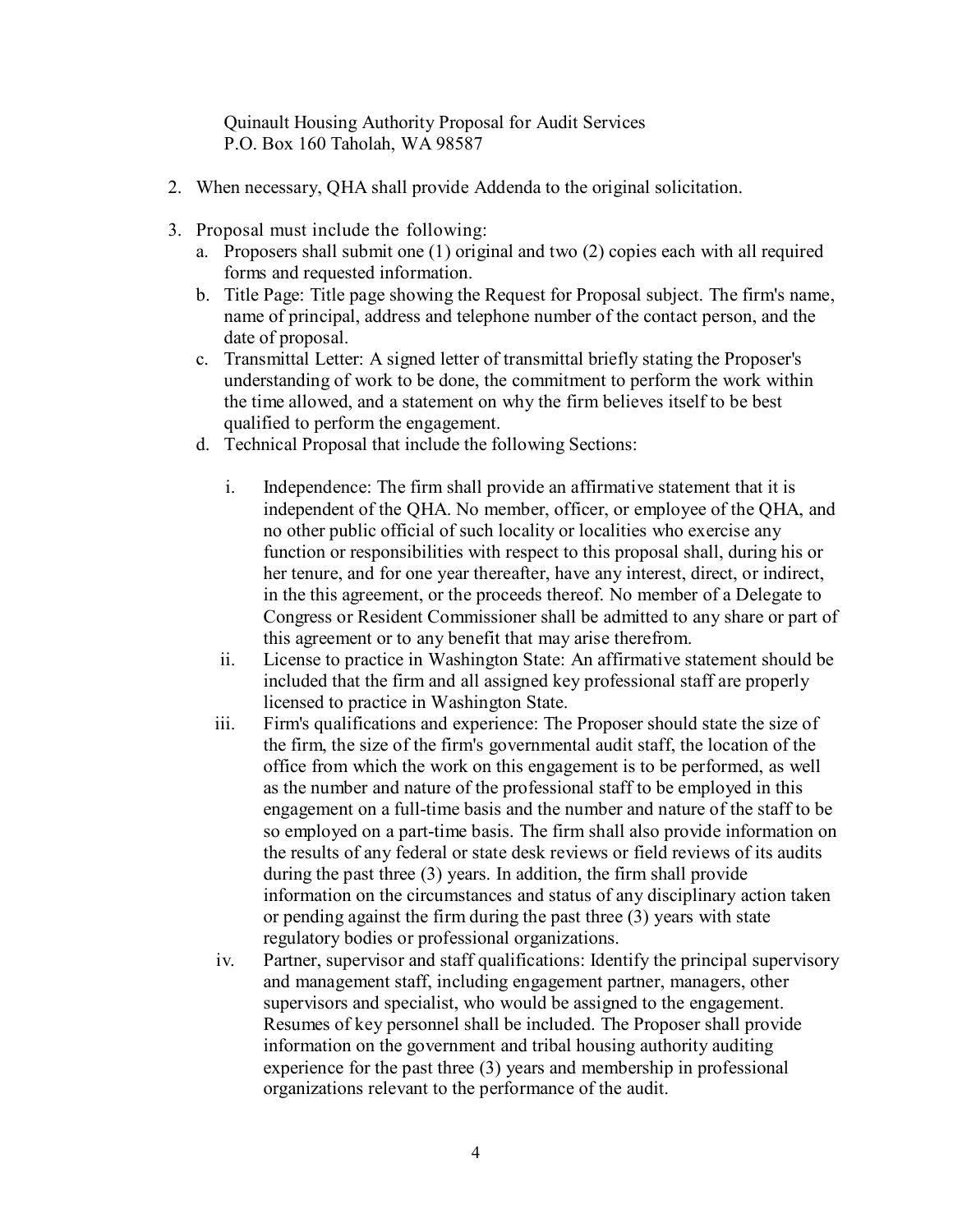Quinault Housing Authority Proposal for Audit Services
P.O. Box 160 Taholah, WA 98587

2. When necessary, QHA shall provide Addenda to the original solicitation.

3. Proposal must include the following:
   a. Proposers shall submit one (1) original and two (2) copies each with all required forms and requested information.
   b. Title Page: Title page showing the Request for Proposal subject. The firm's name, name of principal, address and telephone number of the contact person, and the date of proposal.
   c. Transmittal Letter: A signed letter of transmittal briefly stating the Proposer's understanding of work to be done, the commitment to perform the work within the time allowed, and a statement on why the firm believes itself to be best qualified to perform the engagement.
   d. Technical Proposal that include the following Sections:

      i. Independence: The firm shall provide an affirmative statement that it is independent of the QHA. No member, officer, or employee of the QHA, and no other public official of such locality or localities who exercise any function or responsibilities with respect to this proposal shall, during his or her tenure, and for one year thereafter, have any interest, direct, or indirect, in the this agreement, or the proceeds thereof. No member of a Delegate to Congress or Resident Commissioner shall be admitted to any share or part of this agreement or to any benefit that may arise therefrom.
      ii. License to practice in Washington State: An affirmative statement should be included that the firm and all assigned key professional staff are properly licensed to practice in Washington State.
      iii. Firm's qualifications and experience: The Proposer should state the size of the firm, the size of the firm's governmental audit staff, the location of the office from which the work on this engagement is to be performed, as well as the number and nature of the professional staff to be employed in this engagement on a full-time basis and the number and nature of the staff to be so employed on a part-time basis. The firm shall also provide information on the results of any federal or state desk reviews or field reviews of its audits during the past three (3) years. In addition, the firm shall provide information on the circumstances and status of any disciplinary action taken or pending against the firm during the past three (3) years with state regulatory bodies or professional organizations.
      iv. Partner, supervisor and staff qualifications: Identify the principal supervisory and management staff, including engagement partner, managers, other supervisors and specialist, who would be assigned to the engagement. Resumes of key personnel shall be included. The Proposer shall provide information on the government and tribal housing authority auditing experience for the past three (3) years and membership in professional organizations relevant to the performance of the audit.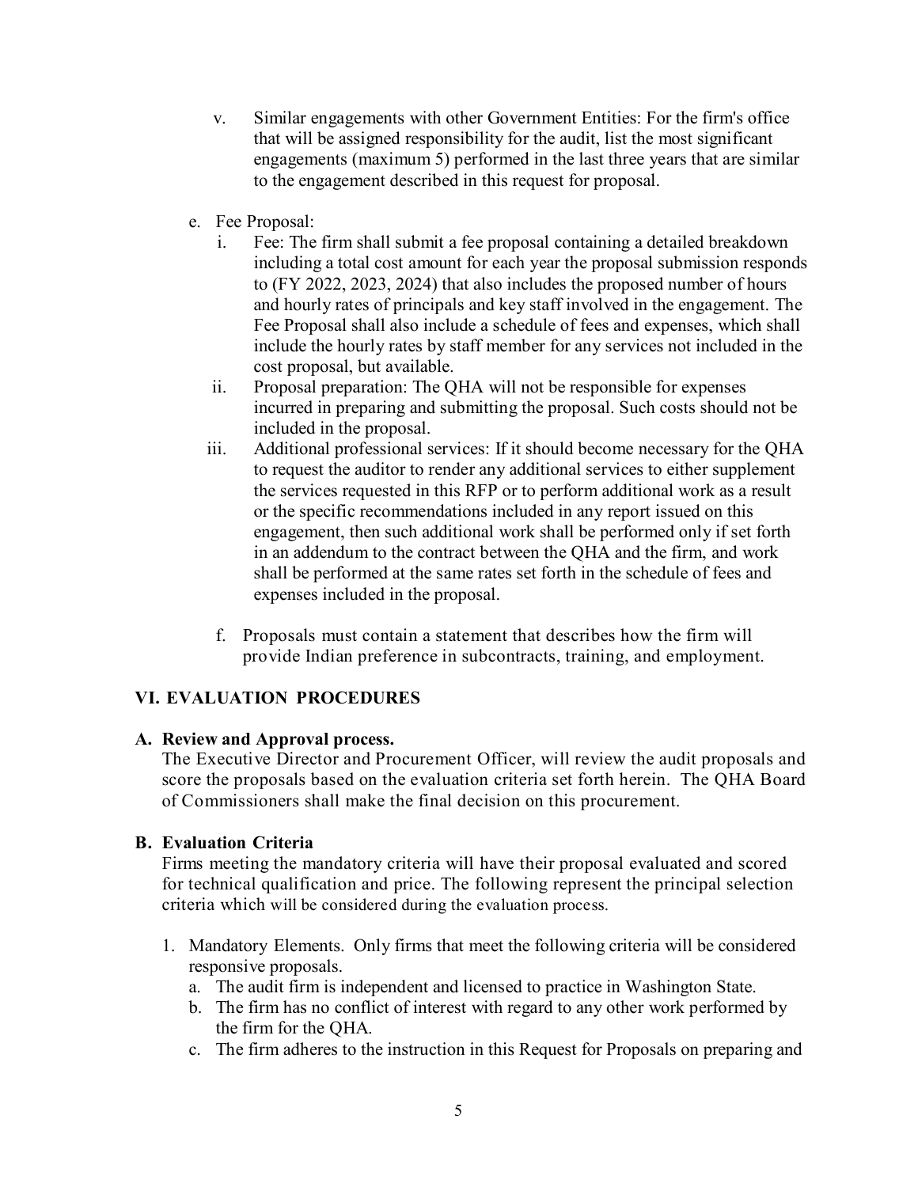v. Similar engagements with other Government Entities: For the firm's office that will be assigned responsibility for the audit, list the most significant engagements (maximum 5) performed in the last three years that are similar to the engagement described in this request for proposal.

e. Fee Proposal:

  i. Fee: The firm shall submit a fee proposal containing a detailed breakdown including a total cost amount for each year the proposal submission responds to (FY 2022, 2023, 2024) that also includes the proposed number of hours and hourly rates of principals and key staff involved in the engagement. The Fee Proposal shall also include a schedule of fees and expenses, which shall include the hourly rates by staff member for any services not included in the cost proposal, but available.

  ii. Proposal preparation: The QHA will not be responsible for expenses incurred in preparing and submitting the proposal. Such costs should not be included in the proposal.

  iii. Additional professional services: If it should become necessary for the QHA to request the auditor to render any additional services to either supplement the services requested in this RFP or to perform additional work as a result or the specific recommendations included in any report issued on this engagement, then such additional work shall be performed only if set forth in an addendum to the contract between the QHA and the firm, and work shall be performed at the same rates set forth in the schedule of fees and expenses included in the proposal.

f. Proposals must contain a statement that describes how the firm will provide Indian preference in subcontracts, training, and employment.

## VI. EVALUATION PROCEDURES

### A. Review and Approval process.

The Executive Director and Procurement Officer, will review the audit proposals and score the proposals based on the evaluation criteria set forth herein. The QHA Board of Commissioners shall make the final decision on this procurement.

### B. Evaluation Criteria

Firms meeting the mandatory criteria will have their proposal evaluated and scored for technical qualification and price. The following represent the principal selection criteria which will be considered during the evaluation process.

1. Mandatory Elements. Only firms that meet the following criteria will be considered responsive proposals.
   a. The audit firm is independent and licensed to practice in Washington State.
   b. The firm has no conflict of interest with regard to any other work performed by the firm for the QHA.
   c. The firm adheres to the instruction in this Request for Proposals on preparing and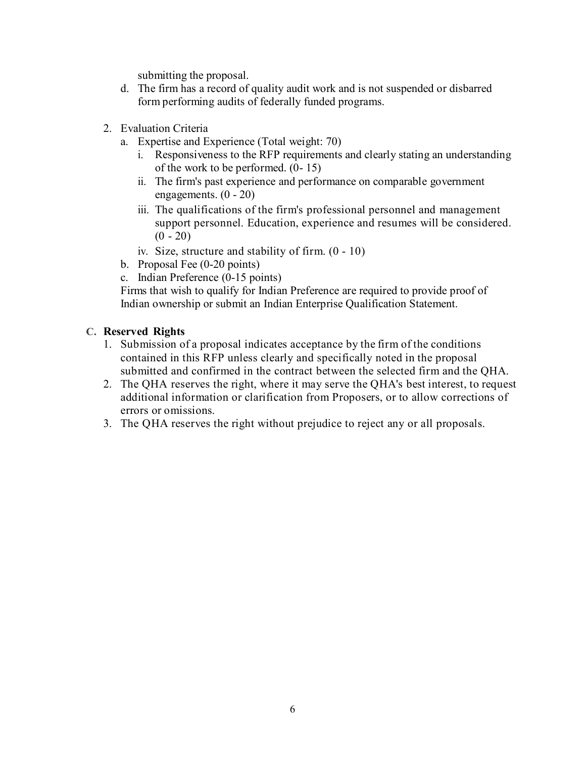submitting the proposal.

d. The firm has a record of quality audit work and is not suspended or disbarred form performing audits of federally funded programs.

2. Evaluation Criteria
   a. Expertise and Experience (Total weight: 70)
      i. Responsiveness to the RFP requirements and clearly stating an understanding of the work to be performed. (0- 15)
      ii. The firm's past experience and performance on comparable government engagements. (0 - 20)
      iii. The qualifications of the firm's professional personnel and management support personnel. Education, experience and resumes will be considered. (0 - 20)
      iv. Size, structure and stability of firm. (0 - 10)
   b. Proposal Fee (0-20 points)
   c. Indian Preference (0-15 points)

   Firms that wish to qualify for Indian Preference are required to provide proof of Indian ownership or submit an Indian Enterprise Qualification Statement.

**C. Reserved Rights**

1. Submission of a proposal indicates acceptance by the firm of the conditions contained in this RFP unless clearly and specifically noted in the proposal submitted and confirmed in the contract between the selected firm and the QHA.
2. The QHA reserves the right, where it may serve the QHA's best interest, to request additional information or clarification from Proposers, or to allow corrections of errors or omissions.
3. The QHA reserves the right without prejudice to reject any or all proposals.